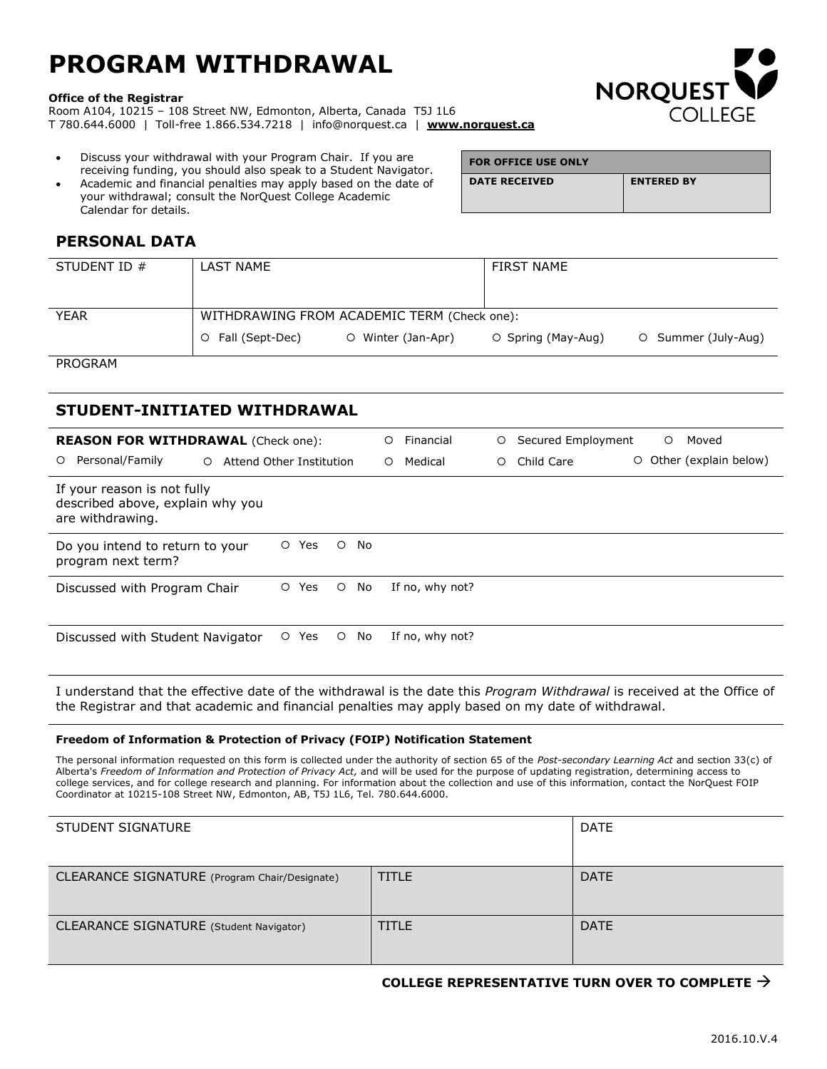# PROGRAM WITHDRAWAL

**Office of the Registrar**
Room A104, 10215 – 108 Street NW, Edmonton, Alberta, Canada T5J 1L6
T 780.644.6000 | Toll-free 1.866.534.7218 | info@norquest.ca | **www.norquest.ca**

NORQUEST COLLEGE

- Discuss your withdrawal with your Program Chair. If you are receiving funding, you should also speak to a Student Navigator.
- Academic and financial penalties may apply based on the date of your withdrawal; consult the NorQuest College Academic Calendar for details.

| FOR OFFICE USE ONLY | |
|---|---|
| DATE RECEIVED | ENTERED BY |
| | |

## PERSONAL DATA

| STUDENT ID # | LAST NAME | | FIRST NAME | |
|---|---|---|---|---|
| YEAR | WITHDRAWING FROM ACADEMIC TERM (Check one): | | | |
| | ○ Fall (Sept-Dec) | ○ Winter (Jan-Apr) | ○ Spring (May-Aug) | ○ Summer (July-Aug) |
| PROGRAM | | | | |

## STUDENT-INITIATED WITHDRAWAL

| **REASON FOR WITHDRAWAL** (Check one): | | ○ Financial | ○ Secured Employment | ○ Moved |
|---|---|---|---|---|
| ○ Personal/Family | ○ Attend Other Institution | ○ Medical | ○ Child Care | ○ Other (explain below) |

| | | | |
|---|---|---|---|
| If your reason is not fully described above, explain why you are withdrawing. | | | |
| Do you intend to return to your program next term? | ○ Yes | ○ No | |
| Discussed with Program Chair | ○ Yes | ○ No | If no, why not? |
| Discussed with Student Navigator | ○ Yes | ○ No | If no, why not? |

I understand that the effective date of the withdrawal is the date this *Program Withdrawal* is received at the Office of the Registrar and that academic and financial penalties may apply based on my date of withdrawal.

**Freedom of Information & Protection of Privacy (FOIP) Notification Statement**

The personal information requested on this form is collected under the authority of section 65 of the *Post-secondary Learning Act* and section 33(c) of Alberta's *Freedom of Information and Protection of Privacy Act,* and will be used for the purpose of updating registration, determining access to college services, and for college research and planning. For information about the collection and use of this information, contact the NorQuest FOIP Coordinator at 10215-108 Street NW, Edmonton, AB, T5J 1L6, Tel. 780.644.6000.

| STUDENT SIGNATURE | | DATE |
|---|---|---|
| CLEARANCE SIGNATURE (Program Chair/Designate) | TITLE | DATE |
| CLEARANCE SIGNATURE (Student Navigator) | TITLE | DATE |

**COLLEGE REPRESENTATIVE TURN OVER TO COMPLETE →**

2016.10.V.4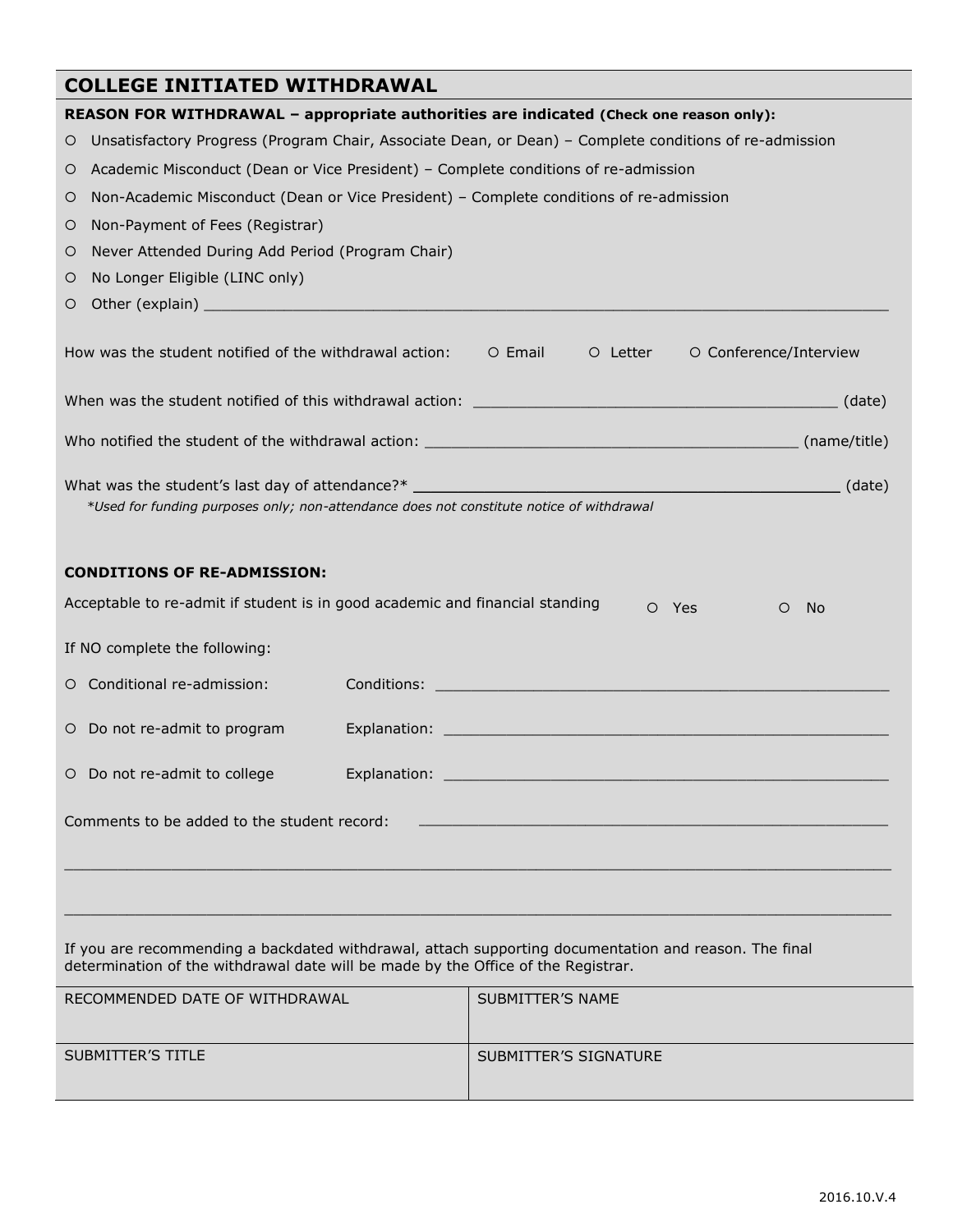## COLLEGE INITIATED WITHDRAWAL

**REASON FOR WITHDRAWAL – appropriate authorities are indicated (Check one reason only):**

- ○ Unsatisfactory Progress (Program Chair, Associate Dean, or Dean) – Complete conditions of re-admission
- ○ Academic Misconduct (Dean or Vice President) – Complete conditions of re-admission
- ○ Non-Academic Misconduct (Dean or Vice President) – Complete conditions of re-admission
- ○ Non-Payment of Fees (Registrar)
- ○ Never Attended During Add Period (Program Chair)
- ○ No Longer Eligible (LINC only)
- ○ Other (explain) ______________________________________________________________________________

How was the student notified of the withdrawal action: ○ Email ○ Letter ○ Conference/Interview

When was the student notified of this withdrawal action: ________________________________________ (date)

Who notified the student of the withdrawal action: ________________________________________ (name/title)

What was the student's last day of attendance?* ________________________________________ (date)

*\*Used for funding purposes only; non-attendance does not constitute notice of withdrawal*

**CONDITIONS OF RE-ADMISSION:**

Acceptable to re-admit if student is in good academic and financial standing ○ Yes ○ No

If NO complete the following:

○ Conditional re-admission: Conditions: ____________________________________________________

○ Do not re-admit to program Explanation: ____________________________________________________

○ Do not re-admit to college Explanation: ____________________________________________________

Comments to be added to the student record: ____________________________________________________

______________________________________________________________________________________________

______________________________________________________________________________________________

If you are recommending a backdated withdrawal, attach supporting documentation and reason. The final determination of the withdrawal date will be made by the Office of the Registrar.

| | |
|---|---|
| RECOMMENDED DATE OF WITHDRAWAL | SUBMITTER'S NAME |
| SUBMITTER'S TITLE | SUBMITTER'S SIGNATURE |

2016.10.V.4